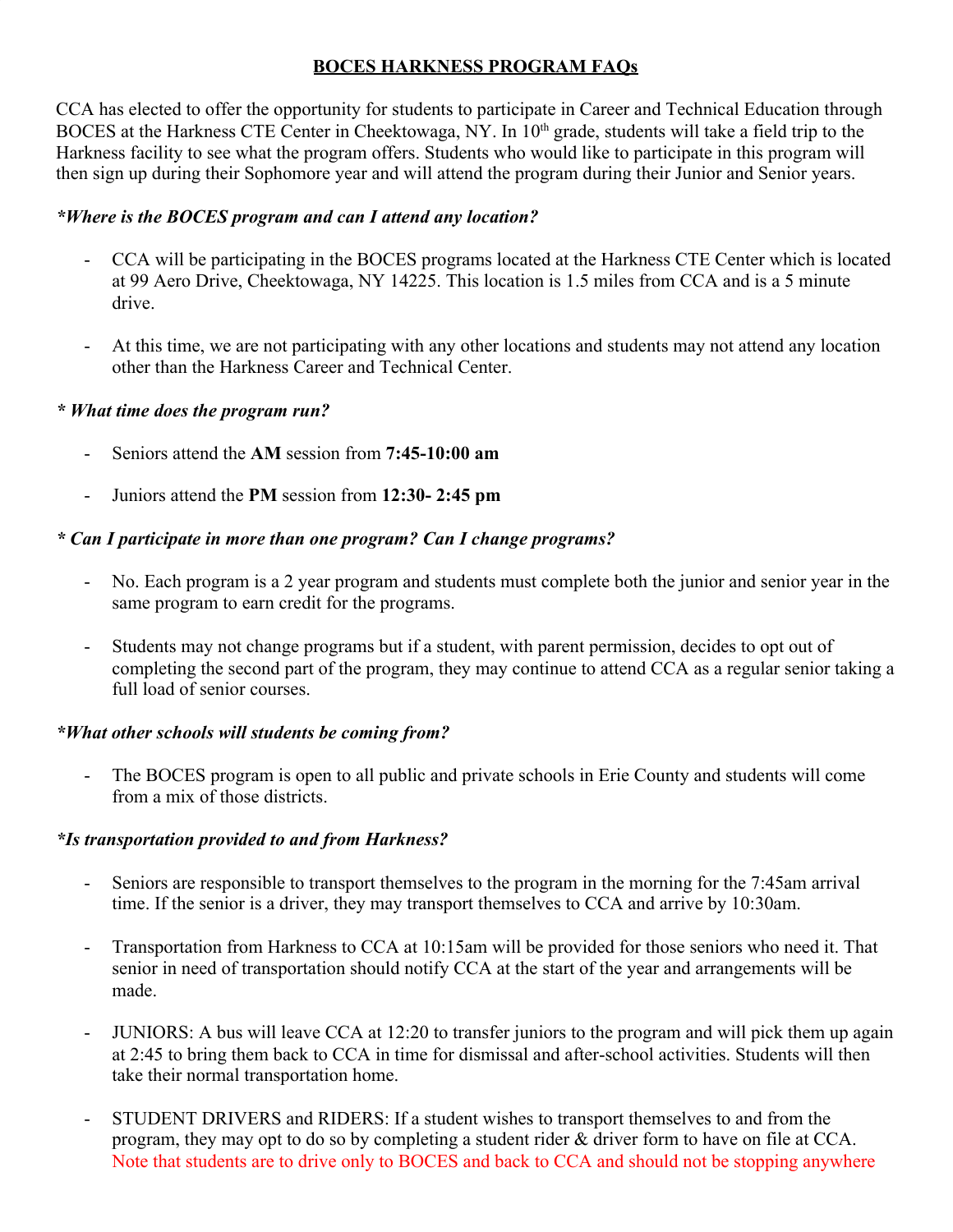# BOCES HARKNESS PROGRAM FAQs

CCA has elected to offer the opportunity for students to participate in Career and Technical Education through BOCES at the Harkness CTE Center in Cheektowaga, NY. In 10th grade, students will take a field trip to the Harkness facility to see what the program offers. Students who would like to participate in this program will then sign up during their Sophomore year and will attend the program during their Junior and Senior years.

### *\*Where is the BOCES program and can I attend any location?*

- CCA will be participating in the BOCES programs located at the Harkness CTE Center which is located at 99 Aero Drive, Cheektowaga, NY 14225. This location is 1.5 miles from CCA and is a 5 minute drive.
- At this time, we are not participating with any other locations and students may not attend any location other than the Harkness Career and Technical Center.

### *\* What time does the program run?*

- Seniors attend the **AM** session from **7:45-10:00 am**
- Juniors attend the **PM** session from **12:30- 2:45 pm**

### *\* Can I participate in more than one program? Can I change programs?*

- No. Each program is a 2 year program and students must complete both the junior and senior year in the same program to earn credit for the programs.
- Students may not change programs but if a student, with parent permission, decides to opt out of completing the second part of the program, they may continue to attend CCA as a regular senior taking a full load of senior courses.

### *\*What other schools will students be coming from?*

- The BOCES program is open to all public and private schools in Erie County and students will come from a mix of those districts.

### *\*Is transportation provided to and from Harkness?*

- Seniors are responsible to transport themselves to the program in the morning for the 7:45am arrival time. If the senior is a driver, they may transport themselves to CCA and arrive by 10:30am.
- Transportation from Harkness to CCA at 10:15am will be provided for those seniors who need it. That senior in need of transportation should notify CCA at the start of the year and arrangements will be made.
- JUNIORS: A bus will leave CCA at 12:20 to transfer juniors to the program and will pick them up again at 2:45 to bring them back to CCA in time for dismissal and after-school activities. Students will then take their normal transportation home.
- STUDENT DRIVERS and RIDERS: If a student wishes to transport themselves to and from the program, they may opt to do so by completing a student rider & driver form to have on file at CCA. Note that students are to drive only to BOCES and back to CCA and should not be stopping anywhere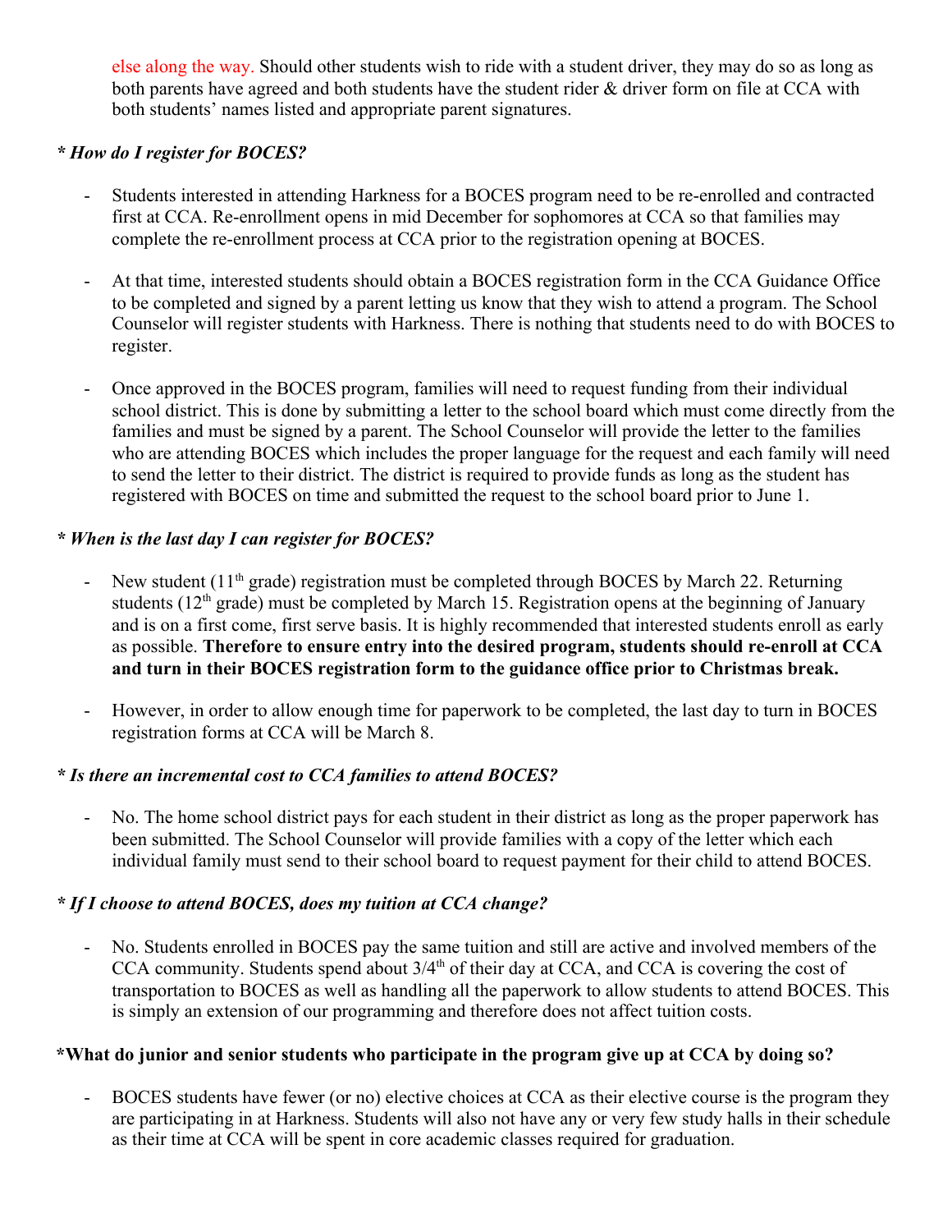else along the way. Should other students wish to ride with a student driver, they may do so as long as both parents have agreed and both students have the student rider & driver form on file at CCA with both students' names listed and appropriate parent signatures.

### *\* How do I register for BOCES?*

- Students interested in attending Harkness for a BOCES program need to be re-enrolled and contracted first at CCA. Re-enrollment opens in mid December for sophomores at CCA so that families may complete the re-enrollment process at CCA prior to the registration opening at BOCES.

- At that time, interested students should obtain a BOCES registration form in the CCA Guidance Office to be completed and signed by a parent letting us know that they wish to attend a program. The School Counselor will register students with Harkness. There is nothing that students need to do with BOCES to register.

- Once approved in the BOCES program, families will need to request funding from their individual school district. This is done by submitting a letter to the school board which must come directly from the families and must be signed by a parent. The School Counselor will provide the letter to the families who are attending BOCES which includes the proper language for the request and each family will need to send the letter to their district. The district is required to provide funds as long as the student has registered with BOCES on time and submitted the request to the school board prior to June 1.

### *\* When is the last day I can register for BOCES?*

- New student (11th grade) registration must be completed through BOCES by March 22. Returning students (12th grade) must be completed by March 15. Registration opens at the beginning of January and is on a first come, first serve basis. It is highly recommended that interested students enroll as early as possible. **Therefore to ensure entry into the desired program, students should re-enroll at CCA and turn in their BOCES registration form to the guidance office prior to Christmas break.**

- However, in order to allow enough time for paperwork to be completed, the last day to turn in BOCES registration forms at CCA will be March 8.

### *\* Is there an incremental cost to CCA families to attend BOCES?*

- No. The home school district pays for each student in their district as long as the proper paperwork has been submitted. The School Counselor will provide families with a copy of the letter which each individual family must send to their school board to request payment for their child to attend BOCES.

### *\* If I choose to attend BOCES, does my tuition at CCA change?*

- No. Students enrolled in BOCES pay the same tuition and still are active and involved members of the CCA community. Students spend about 3/4th of their day at CCA, and CCA is covering the cost of transportation to BOCES as well as handling all the paperwork to allow students to attend BOCES. This is simply an extension of our programming and therefore does not affect tuition costs.

### \*What do junior and senior students who participate in the program give up at CCA by doing so?

- BOCES students have fewer (or no) elective choices at CCA as their elective course is the program they are participating in at Harkness. Students will also not have any or very few study halls in their schedule as their time at CCA will be spent in core academic classes required for graduation.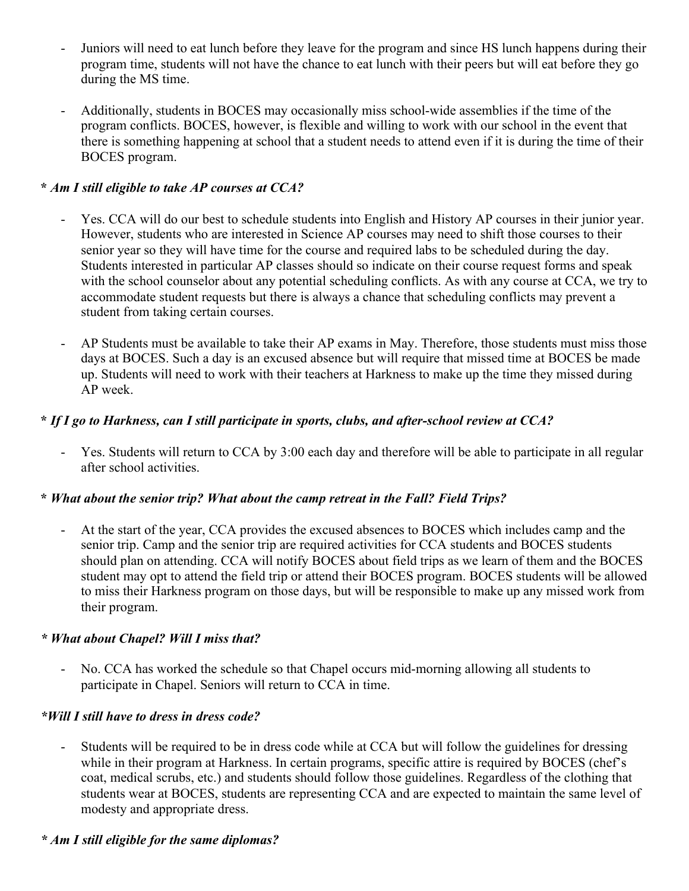- Juniors will need to eat lunch before they leave for the program and since HS lunch happens during their program time, students will not have the chance to eat lunch with their peers but will eat before they go during the MS time.

- Additionally, students in BOCES may occasionally miss school-wide assemblies if the time of the program conflicts. BOCES, however, is flexible and willing to work with our school in the event that there is something happening at school that a student needs to attend even if it is during the time of their BOCES program.

**\* *Am I still eligible to take AP courses at CCA?***

- Yes. CCA will do our best to schedule students into English and History AP courses in their junior year. However, students who are interested in Science AP courses may need to shift those courses to their senior year so they will have time for the course and required labs to be scheduled during the day. Students interested in particular AP classes should so indicate on their course request forms and speak with the school counselor about any potential scheduling conflicts. As with any course at CCA, we try to accommodate student requests but there is always a chance that scheduling conflicts may prevent a student from taking certain courses.

- AP Students must be available to take their AP exams in May. Therefore, those students must miss those days at BOCES. Such a day is an excused absence but will require that missed time at BOCES be made up. Students will need to work with their teachers at Harkness to make up the time they missed during AP week.

**\* *If I go to Harkness, can I still participate in sports, clubs, and after-school review at CCA?***

- Yes. Students will return to CCA by 3:00 each day and therefore will be able to participate in all regular after school activities.

**\* *What about the senior trip? What about the camp retreat in the Fall? Field Trips?***

- At the start of the year, CCA provides the excused absences to BOCES which includes camp and the senior trip. Camp and the senior trip are required activities for CCA students and BOCES students should plan on attending. CCA will notify BOCES about field trips as we learn of them and the BOCES student may opt to attend the field trip or attend their BOCES program. BOCES students will be allowed to miss their Harkness program on those days, but will be responsible to make up any missed work from their program.

***\* What about Chapel? Will I miss that?***

- No. CCA has worked the schedule so that Chapel occurs mid-morning allowing all students to participate in Chapel. Seniors will return to CCA in time.

***\*Will I still have to dress in dress code?***

- Students will be required to be in dress code while at CCA but will follow the guidelines for dressing while in their program at Harkness. In certain programs, specific attire is required by BOCES (chef's coat, medical scrubs, etc.) and students should follow those guidelines. Regardless of the clothing that students wear at BOCES, students are representing CCA and are expected to maintain the same level of modesty and appropriate dress.

**\* *Am I still eligible for the same diplomas?***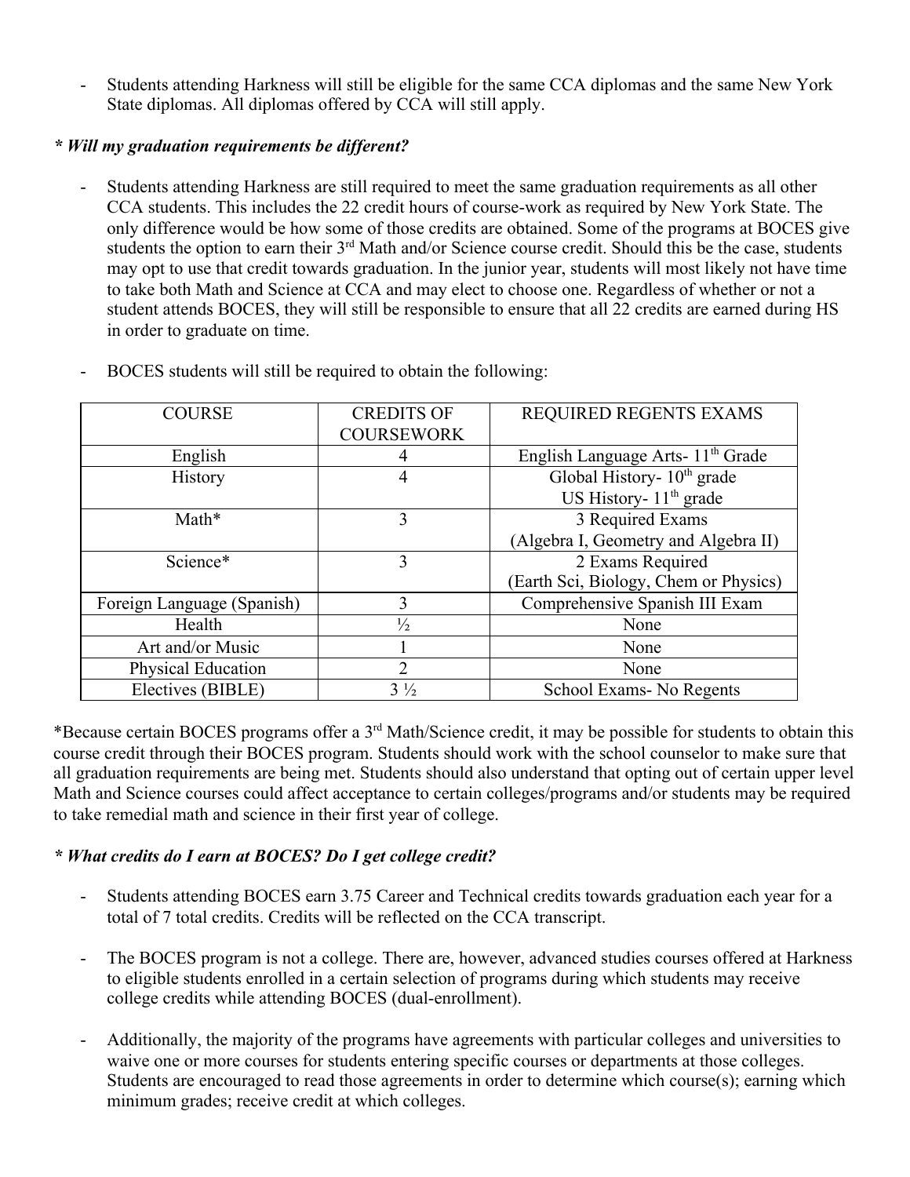- Students attending Harkness will still be eligible for the same CCA diplomas and the same New York State diplomas. All diplomas offered by CCA will still apply.

***\* Will my graduation requirements be different?***

- Students attending Harkness are still required to meet the same graduation requirements as all other CCA students. This includes the 22 credit hours of course-work as required by New York State. The only difference would be how some of those credits are obtained. Some of the programs at BOCES give students the option to earn their 3rd Math and/or Science course credit. Should this be the case, students may opt to use that credit towards graduation. In the junior year, students will most likely not have time to take both Math and Science at CCA and may elect to choose one. Regardless of whether or not a student attends BOCES, they will still be responsible to ensure that all 22 credits are earned during HS in order to graduate on time.

- BOCES students will still be required to obtain the following:

| COURSE | CREDITS OF COURSEWORK | REQUIRED REGENTS EXAMS |
|---|---|---|
| English | 4 | English Language Arts- 11th Grade |
| History | 4 | Global History- 10th grade<br>US History- 11th grade |
| Math* | 3 | 3 Required Exams<br>(Algebra I, Geometry and Algebra II) |
| Science* | 3 | 2 Exams Required<br>(Earth Sci, Biology, Chem or Physics) |
| Foreign Language (Spanish) | 3 | Comprehensive Spanish III Exam |
| Health | ½ | None |
| Art and/or Music | 1 | None |
| Physical Education | 2 | None |
| Electives (BIBLE) | 3 ½ | School Exams- No Regents |

*Because certain BOCES programs offer a 3rd Math/Science credit, it may be possible for students to obtain this course credit through their BOCES program. Students should work with the school counselor to make sure that all graduation requirements are being met. Students should also understand that opting out of certain upper level Math and Science courses could affect acceptance to certain colleges/programs and/or students may be required to take remedial math and science in their first year of college.

***\* What credits do I earn at BOCES? Do I get college credit?***

- Students attending BOCES earn 3.75 Career and Technical credits towards graduation each year for a total of 7 total credits. Credits will be reflected on the CCA transcript.

- The BOCES program is not a college. There are, however, advanced studies courses offered at Harkness to eligible students enrolled in a certain selection of programs during which students may receive college credits while attending BOCES (dual-enrollment).

- Additionally, the majority of the programs have agreements with particular colleges and universities to waive one or more courses for students entering specific courses or departments at those colleges. Students are encouraged to read those agreements in order to determine which course(s); earning which minimum grades; receive credit at which colleges.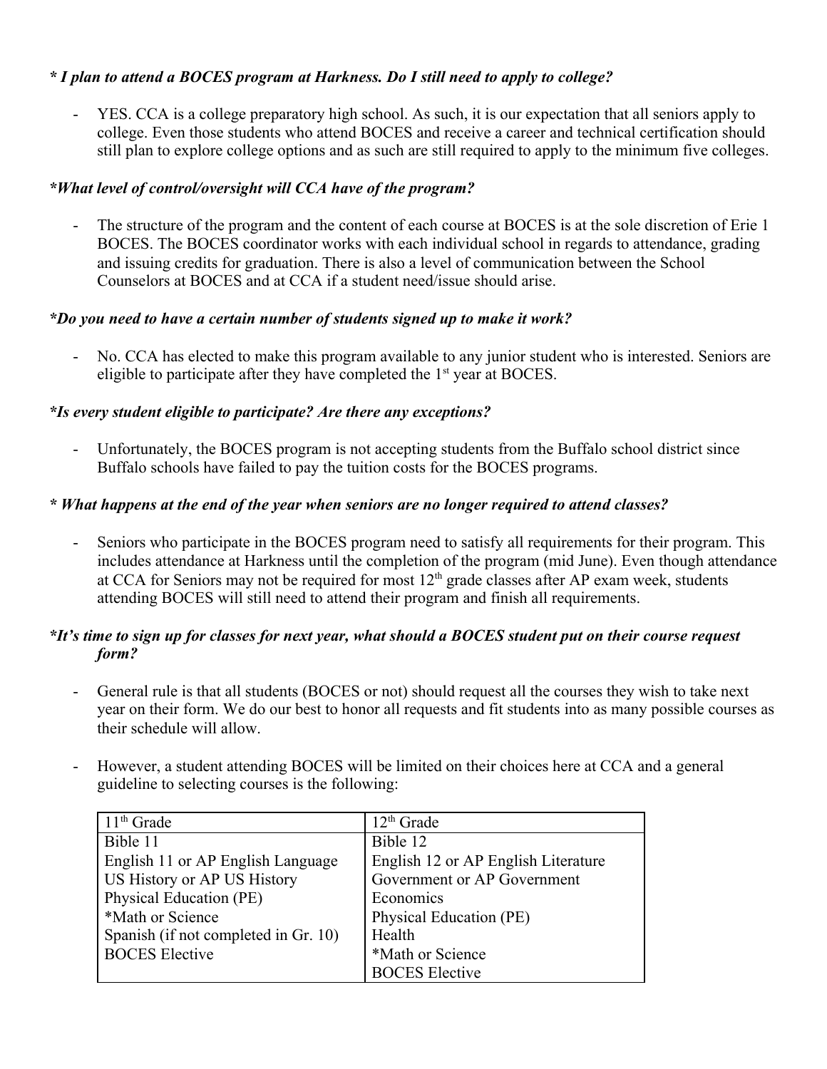***\* I plan to attend a BOCES program at Harkness. Do I still need to apply to college?***

- YES. CCA is a college preparatory high school. As such, it is our expectation that all seniors apply to college. Even those students who attend BOCES and receive a career and technical certification should still plan to explore college options and as such are still required to apply to the minimum five colleges.

***\*What level of control/oversight will CCA have of the program?***

- The structure of the program and the content of each course at BOCES is at the sole discretion of Erie 1 BOCES. The BOCES coordinator works with each individual school in regards to attendance, grading and issuing credits for graduation. There is also a level of communication between the School Counselors at BOCES and at CCA if a student need/issue should arise.

***\*Do you need to have a certain number of students signed up to make it work?***

- No. CCA has elected to make this program available to any junior student who is interested. Seniors are eligible to participate after they have completed the 1st year at BOCES.

***\*Is every student eligible to participate? Are there any exceptions?***

- Unfortunately, the BOCES program is not accepting students from the Buffalo school district since Buffalo schools have failed to pay the tuition costs for the BOCES programs.

***\* What happens at the end of the year when seniors are no longer required to attend classes?***

- Seniors who participate in the BOCES program need to satisfy all requirements for their program. This includes attendance at Harkness until the completion of the program (mid June). Even though attendance at CCA for Seniors may not be required for most 12th grade classes after AP exam week, students attending BOCES will still need to attend their program and finish all requirements.

***\*It's time to sign up for classes for next year, what should a BOCES student put on their course request form?***

- General rule is that all students (BOCES or not) should request all the courses they wish to take next year on their form. We do our best to honor all requests and fit students into as many possible courses as their schedule will allow.

- However, a student attending BOCES will be limited on their choices here at CCA and a general guideline to selecting courses is the following:

| 11th Grade | 12th Grade |
|---|---|
| Bible 11 | Bible 12 |
| English 11 or AP English Language | English 12 or AP English Literature |
| US History or AP US History | Government or AP Government |
| Physical Education (PE) | Economics |
| *Math or Science | Physical Education (PE) |
| Spanish (if not completed in Gr. 10) | Health |
| BOCES Elective | *Math or Science |
| | BOCES Elective |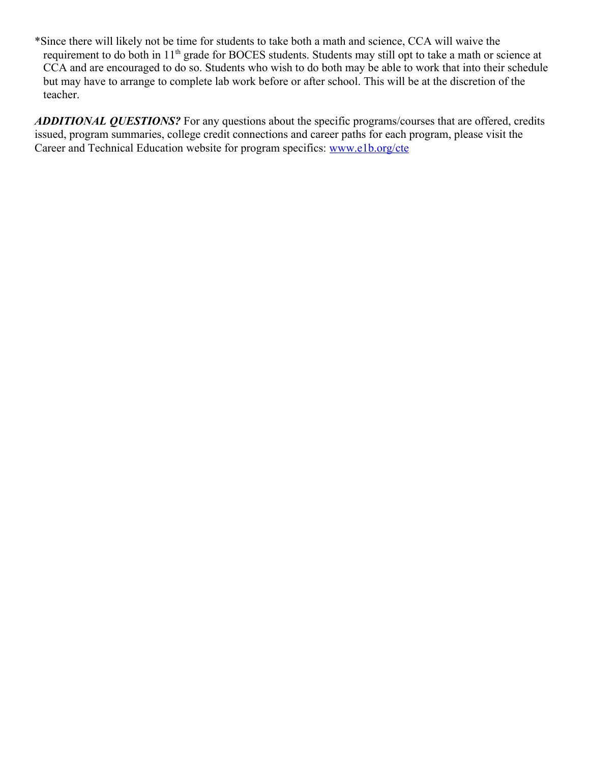*Since there will likely not be time for students to take both a math and science, CCA will waive the requirement to do both in 11th grade for BOCES students. Students may still opt to take a math or science at CCA and are encouraged to do so. Students who wish to do both may be able to work that into their schedule but may have to arrange to complete lab work before or after school. This will be at the discretion of the teacher.

***ADDITIONAL QUESTIONS?*** For any questions about the specific programs/courses that are offered, credits issued, program summaries, college credit connections and career paths for each program, please visit the Career and Technical Education website for program specifics: [www.e1b.org/cte](http://www.e1b.org/cte)